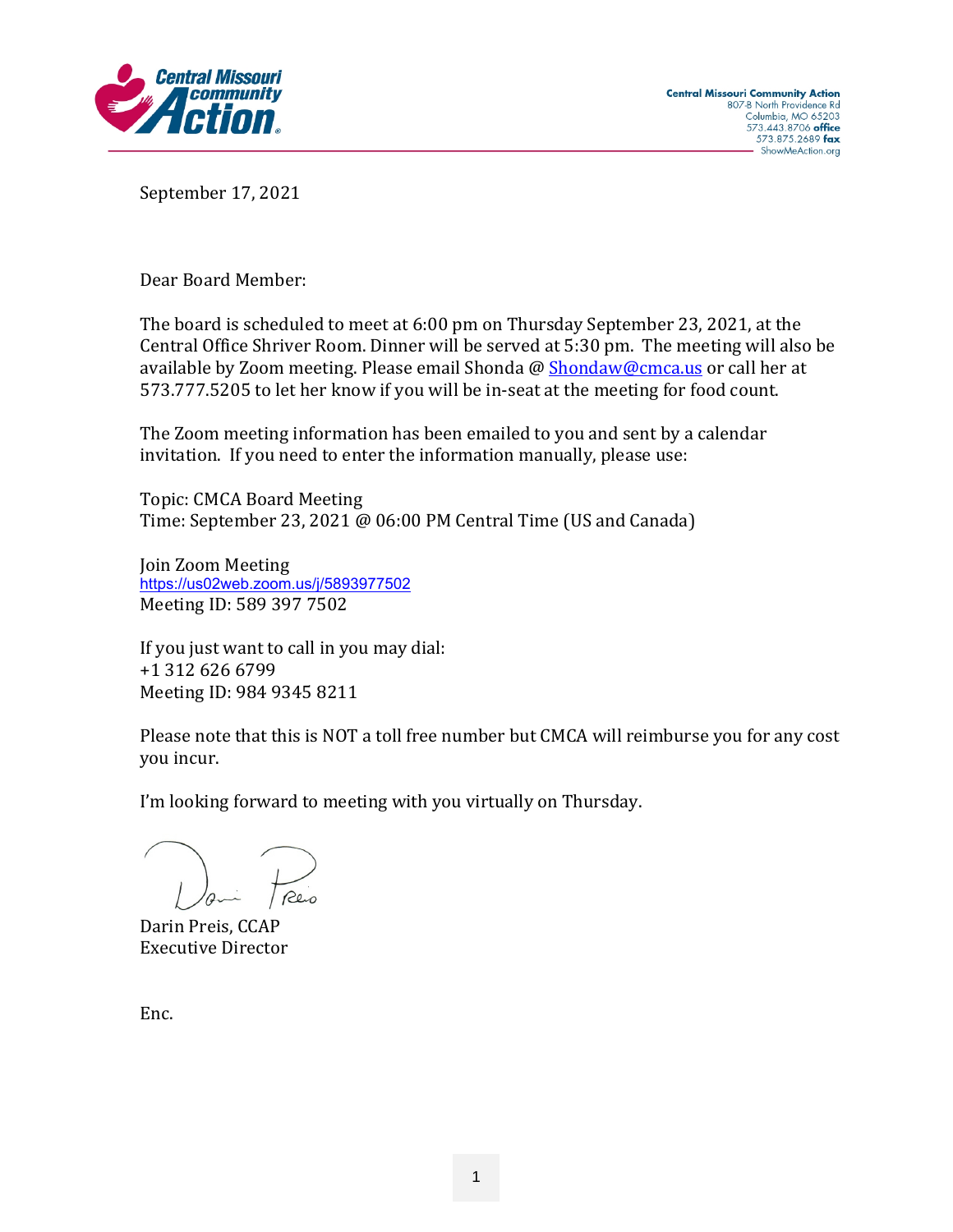Central Missouri Community Action
807-B North Providence Rd
Columbia, MO 65203
573.443.8706 **office**
573.875.2689 **fax**
ShowMeAction.org

September 17, 2021

Dear Board Member:

The board is scheduled to meet at 6:00 pm on Thursday September 23, 2021, at the Central Office Shriver Room. Dinner will be served at 5:30 pm. The meeting will also be available by Zoom meeting. Please email Shonda @ Shondaw@cmca.us or call her at 573.777.5205 to let her know if you will be in-seat at the meeting for food count.

The Zoom meeting information has been emailed to you and sent by a calendar invitation. If you need to enter the information manually, please use:

Topic: CMCA Board Meeting
Time: September 23, 2021 @ 06:00 PM Central Time (US and Canada)

Join Zoom Meeting
https://us02web.zoom.us/j/5893977502
Meeting ID: 589 397 7502

If you just want to call in you may dial:
+1 312 626 6799
Meeting ID: 984 9345 8211

Please note that this is NOT a toll free number but CMCA will reimburse you for any cost you incur.

I'm looking forward to meeting with you virtually on Thursday.

Darin Preis, CCAP
Executive Director

Enc.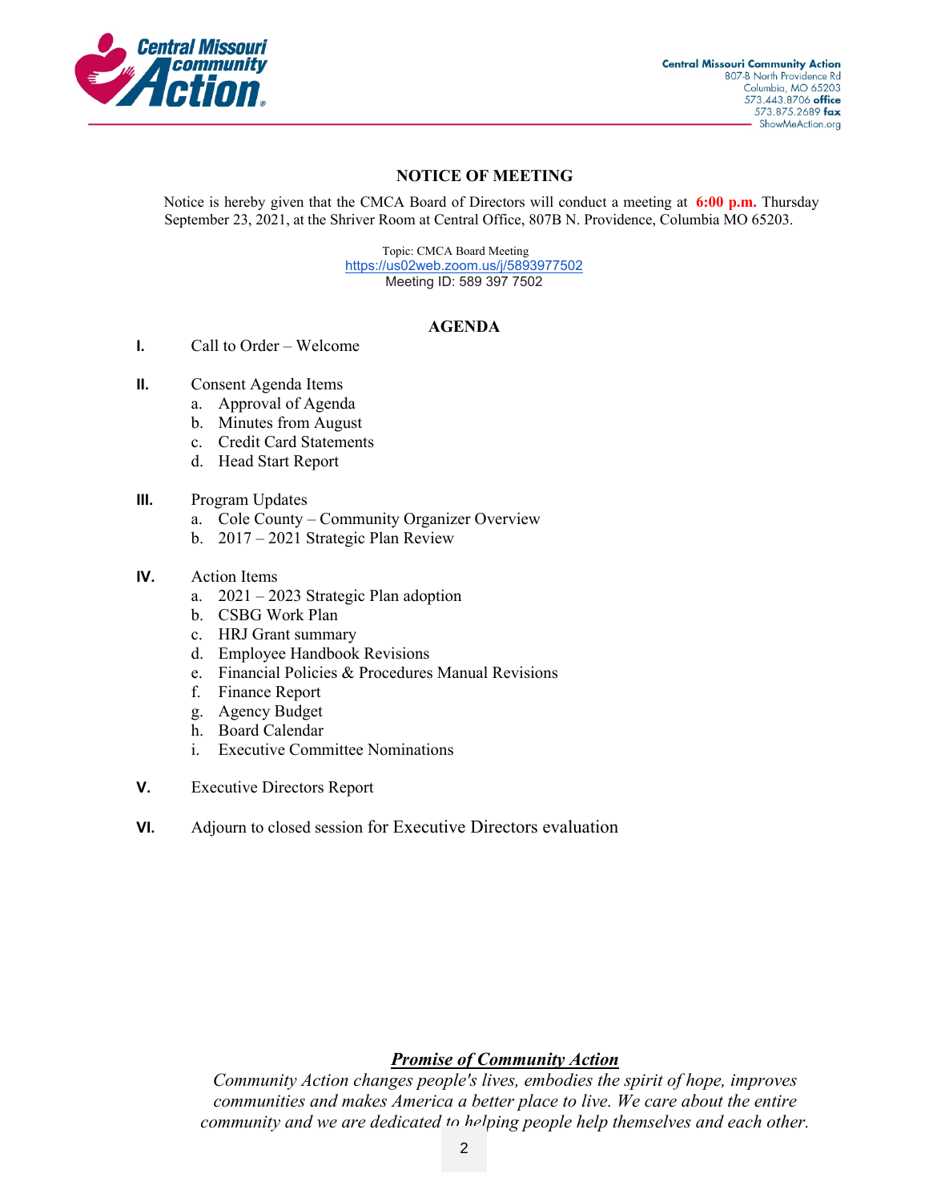Central Missouri Community Action
807-B North Providence Rd
Columbia, MO 65203
573.443.8706 **office**
573.875.2689 **fax**
ShowMeAction.org

## NOTICE OF MEETING

Notice is hereby given that the CMCA Board of Directors will conduct a meeting at **6:00 p.m.** Thursday September 23, 2021, at the Shriver Room at Central Office, 807B N. Providence, Columbia MO 65203.

Topic: CMCA Board Meeting
https://us02web.zoom.us/j/5893977502
Meeting ID: 589 397 7502

## AGENDA

**I.** Call to Order – Welcome

**II.** Consent Agenda Items
  a. Approval of Agenda
  b. Minutes from August
  c. Credit Card Statements
  d. Head Start Report

**III.** Program Updates
  a. Cole County – Community Organizer Overview
  b. 2017 – 2021 Strategic Plan Review

**IV.** Action Items
  a. 2021 – 2023 Strategic Plan adoption
  b. CSBG Work Plan
  c. HRJ Grant summary
  d. Employee Handbook Revisions
  e. Financial Policies & Procedures Manual Revisions
  f. Finance Report
  g. Agency Budget
  h. Board Calendar
  i. Executive Committee Nominations

**V.** Executive Directors Report

**VI.** Adjourn to closed session for Executive Directors evaluation

***Promise of Community Action***

*Community Action changes people's lives, embodies the spirit of hope, improves communities and makes America a better place to live. We care about the entire community and we are dedicated to helping people help themselves and each other.*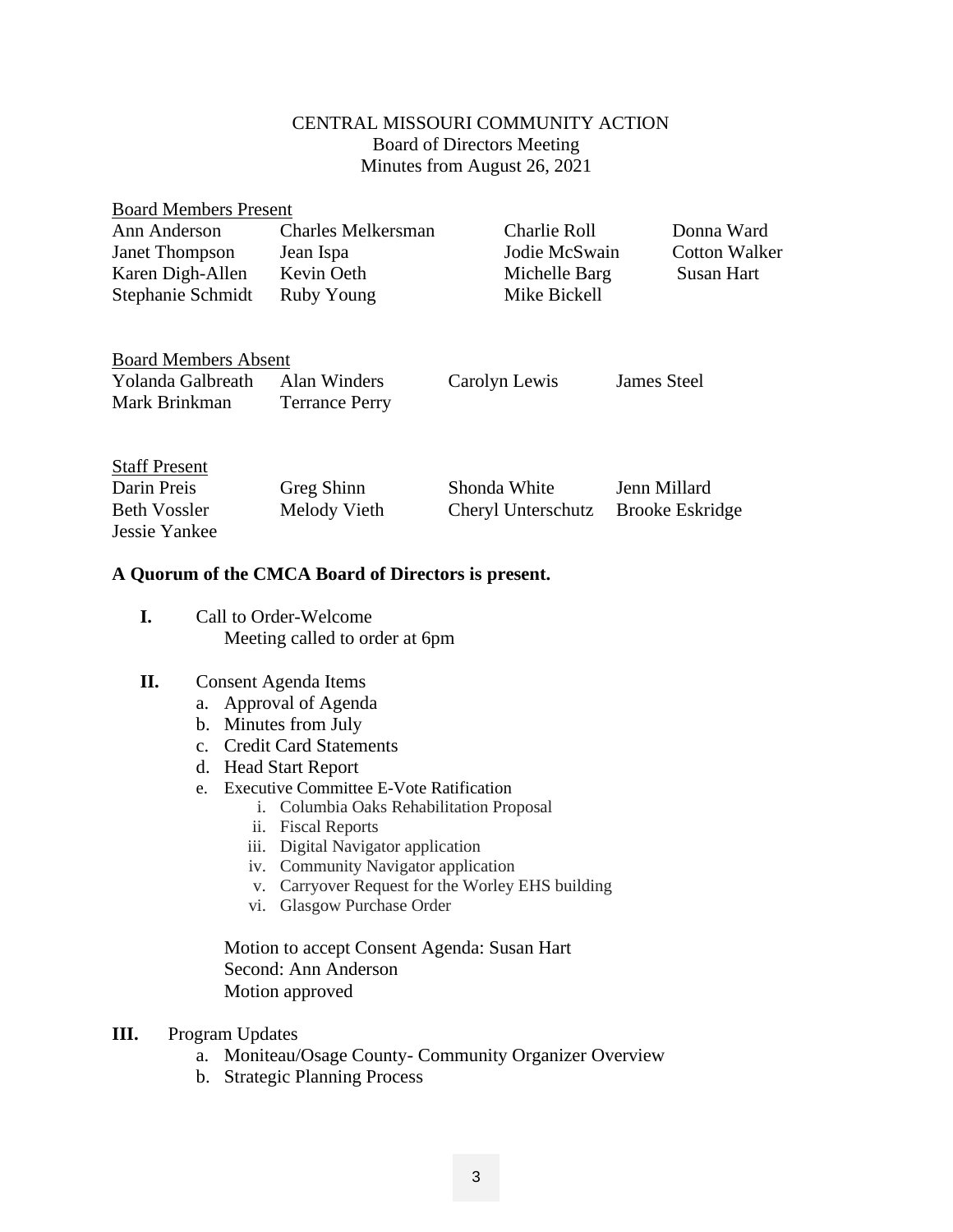CENTRAL MISSOURI COMMUNITY ACTION
Board of Directors Meeting
Minutes from August 26, 2021

Board Members Present

| | | | |
|---|---|---|---|
| Ann Anderson | Charles Melkersman | Charlie Roll | Donna Ward |
| Janet Thompson | Jean Ispa | Jodie McSwain | Cotton Walker |
| Karen Digh-Allen | Kevin Oeth | Michelle Barg | Susan Hart |
| Stephanie Schmidt | Ruby Young | Mike Bickell | |

Board Members Absent

| | | | |
|---|---|---|---|
| Yolanda Galbreath | Alan Winders | Carolyn Lewis | James Steel |
| Mark Brinkman | Terrance Perry | | |

Staff Present

| | | | |
|---|---|---|---|
| Darin Preis | Greg Shinn | Shonda White | Jenn Millard |
| Beth Vossler | Melody Vieth | Cheryl Unterschutz | Brooke Eskridge |
| Jessie Yankee | | | |

**A Quorum of the CMCA Board of Directors is present.**

**I.** Call to Order-Welcome
Meeting called to order at 6pm

**II.** Consent Agenda Items
a. Approval of Agenda
b. Minutes from July
c. Credit Card Statements
d. Head Start Report
e. Executive Committee E-Vote Ratification
   i. Columbia Oaks Rehabilitation Proposal
   ii. Fiscal Reports
   iii. Digital Navigator application
   iv. Community Navigator application
   v. Carryover Request for the Worley EHS building
   vi. Glasgow Purchase Order

Motion to accept Consent Agenda: Susan Hart
Second: Ann Anderson
Motion approved

**III.** Program Updates
a. Moniteau/Osage County- Community Organizer Overview
b. Strategic Planning Process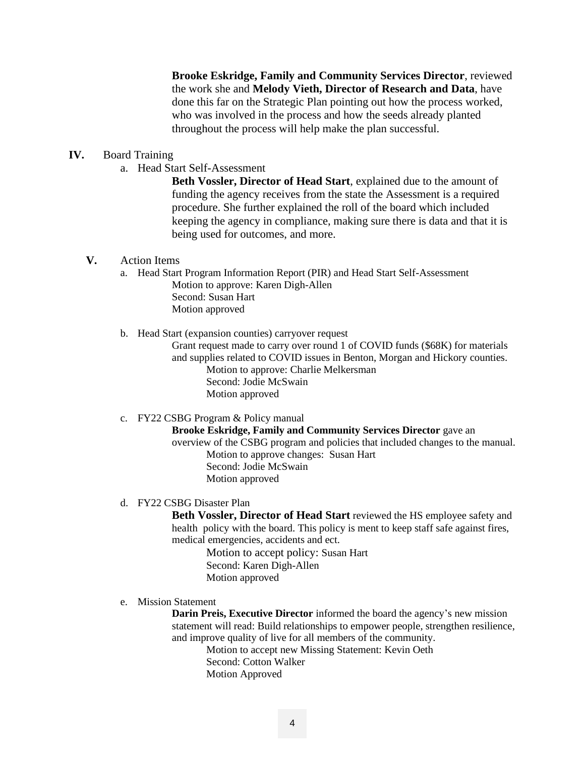**Brooke Eskridge, Family and Community Services Director**, reviewed the work she and **Melody Vieth, Director of Research and Data**, have done this far on the Strategic Plan pointing out how the process worked, who was involved in the process and how the seeds already planted throughout the process will help make the plan successful.

**IV.** Board Training

a. Head Start Self-Assessment

**Beth Vossler, Director of Head Start**, explained due to the amount of funding the agency receives from the state the Assessment is a required procedure. She further explained the roll of the board which included keeping the agency in compliance, making sure there is data and that it is being used for outcomes, and more.

**V.** Action Items

a. Head Start Program Information Report (PIR) and Head Start Self-Assessment

Motion to approve: Karen Digh-Allen
Second: Susan Hart
Motion approved

b. Head Start (expansion counties) carryover request

Grant request made to carry over round 1 of COVID funds ($68K) for materials and supplies related to COVID issues in Benton, Morgan and Hickory counties.

Motion to approve: Charlie Melkersman
Second: Jodie McSwain
Motion approved

c. FY22 CSBG Program & Policy manual

**Brooke Eskridge, Family and Community Services Director** gave an overview of the CSBG program and policies that included changes to the manual.

Motion to approve changes: Susan Hart
Second: Jodie McSwain
Motion approved

d. FY22 CSBG Disaster Plan

**Beth Vossler, Director of Head Start** reviewed the HS employee safety and health policy with the board. This policy is ment to keep staff safe against fires, medical emergencies, accidents and ect.

Motion to accept policy: Susan Hart
Second: Karen Digh-Allen
Motion approved

e. Mission Statement

**Darin Preis, Executive Director** informed the board the agency's new mission statement will read: Build relationships to empower people, strengthen resilience, and improve quality of live for all members of the community.

Motion to accept new Missing Statement: Kevin Oeth
Second: Cotton Walker
Motion Approved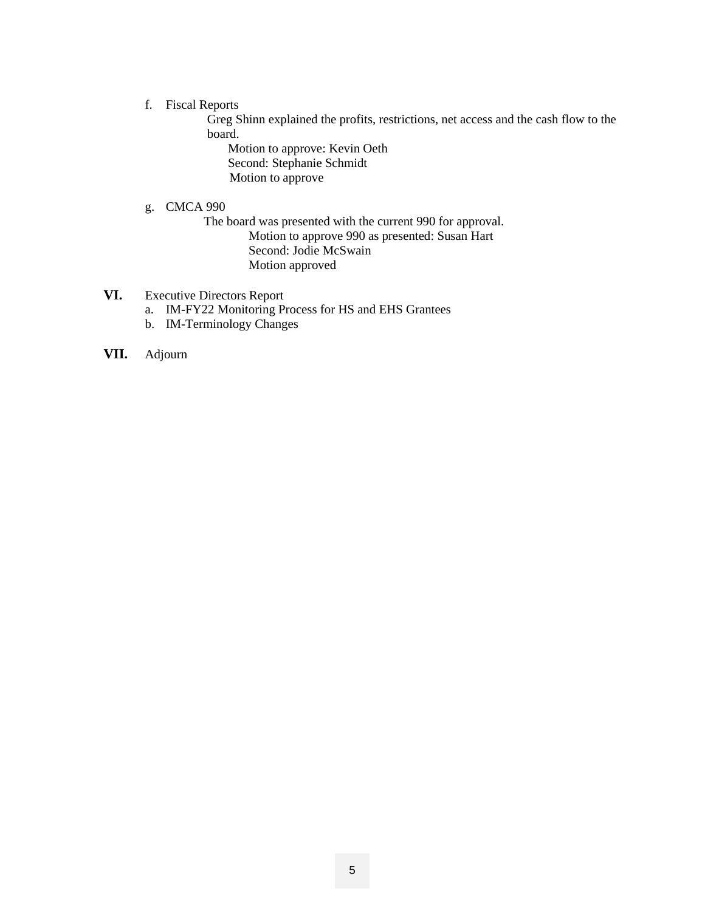f. Fiscal Reports

   Greg Shinn explained the profits, restrictions, net access and the cash flow to the board.

   Motion to approve: Kevin Oeth
   Second: Stephanie Schmidt
   Motion to approve

g. CMCA 990

   The board was presented with the current 990 for approval.

   Motion to approve 990 as presented: Susan Hart
   Second: Jodie McSwain
   Motion approved

**VI.** Executive Directors Report

a. IM-FY22 Monitoring Process for HS and EHS Grantees
b. IM-Terminology Changes

**VII.** Adjourn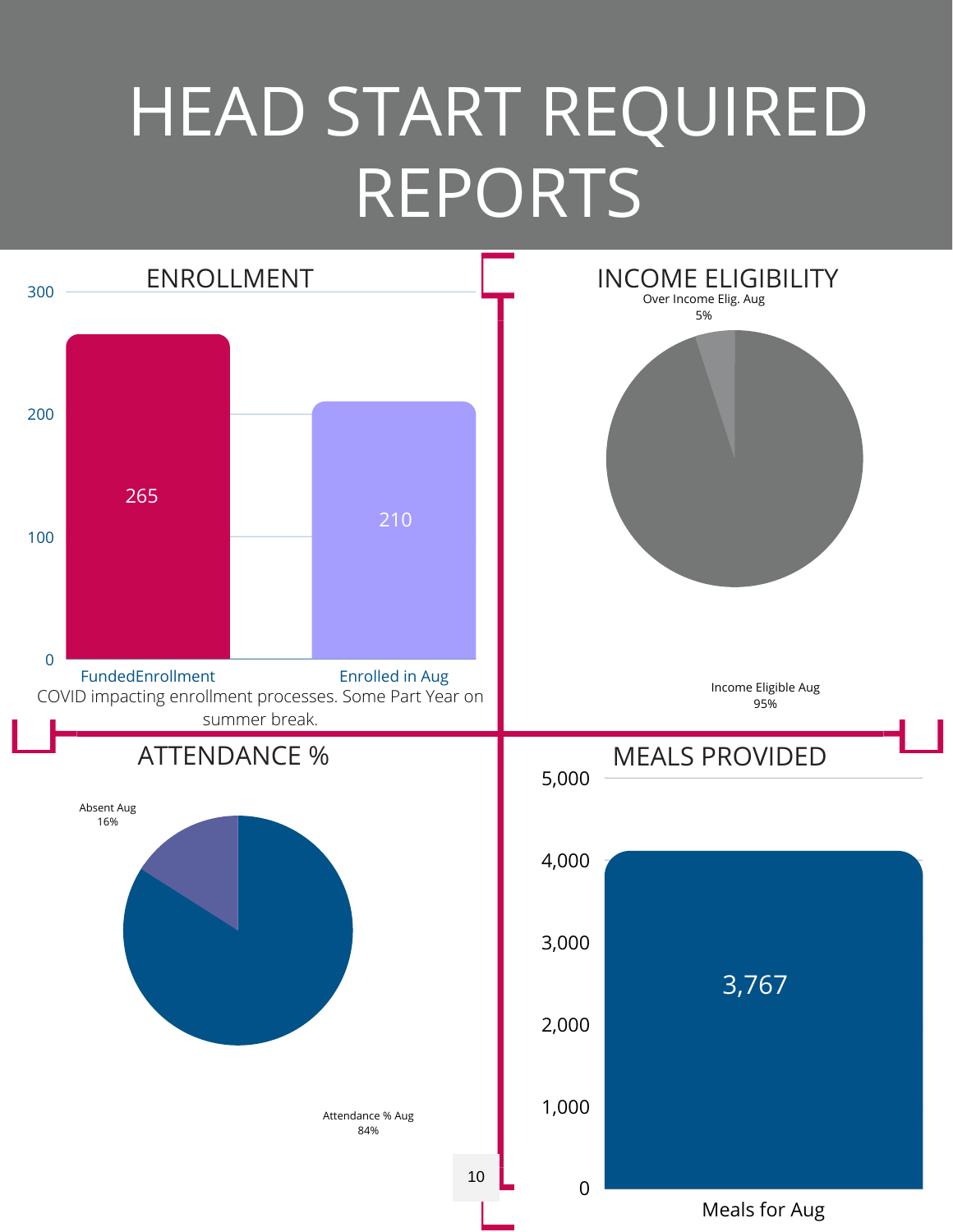# HEAD START REQUIRED REPORTS

## ENROLLMENT

| | Count |
|---|---|
| FundedEnrollment | 265 |
| Enrolled in Aug | 210 |

COVID impacting enrollment processes. Some Part Year on summer break.

## INCOME ELIGIBILITY

| | % |
|---|---|
| Over Income Elig. Aug | 5% |
| Income Eligible Aug | 95% |

## ATTENDANCE %

| | % |
|---|---|
| Absent Aug | 16% |
| Attendance % Aug | 84% |

## MEALS PROVIDED

| | Count |
|---|---|
| Meals for Aug | 3,767 |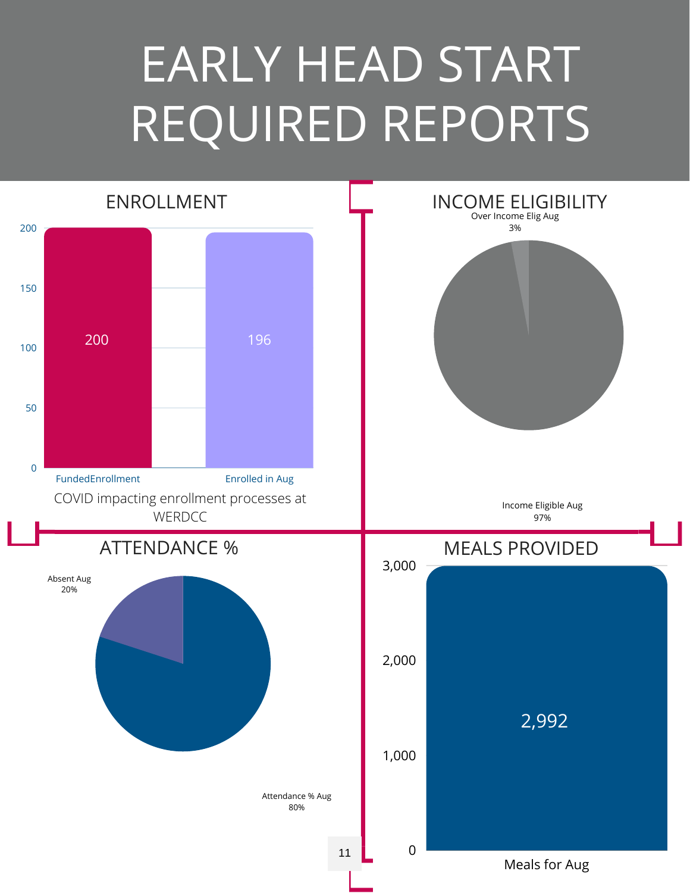# EARLY HEAD START REQUIRED REPORTS

## ENROLLMENT

| | Value |
|---|---|
| FundedEnrollment | 200 |
| Enrolled in Aug | 196 |

COVID impacting enrollment processes at WERDCC

## INCOME ELIGIBILITY

Over Income Elig Aug 3%

Income Eligible Aug 97%

## ATTENDANCE %

Absent Aug 20%

Attendance % Aug 80%

## MEALS PROVIDED

| | Value |
|---|---|
| Meals for Aug | 2,992 |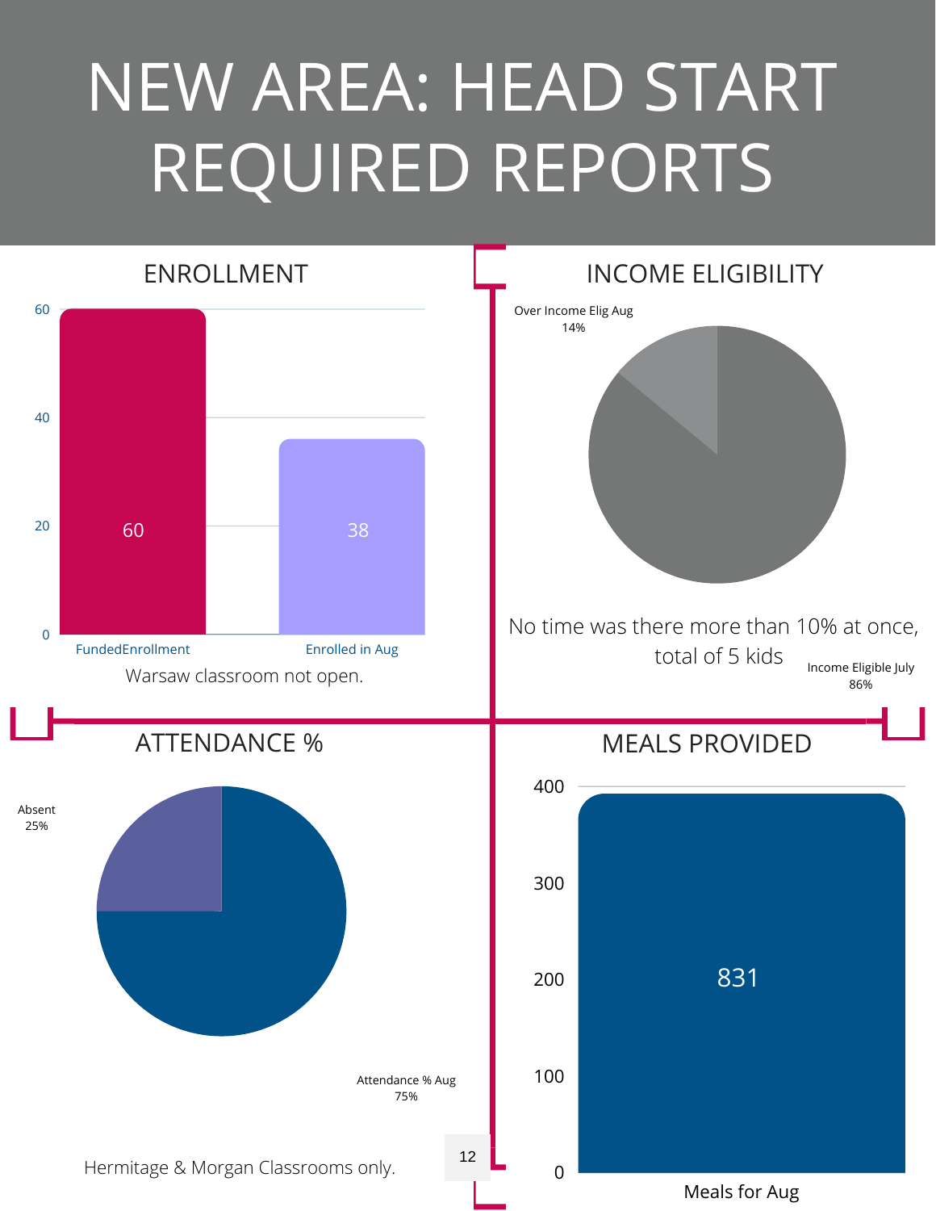# NEW AREA: HEAD START REQUIRED REPORTS

## ENROLLMENT

| | Value |
|---|---|
| FundedEnrollment | 60 |
| Enrolled in Aug | 38 |

Warsaw classroom not open.

## INCOME ELIGIBILITY

| | % |
|---|---|
| Over Income Elig Aug | 14% |
| Income Eligible July | 86% |

No time was there more than 10% at once, total of 5 kids

## ATTENDANCE %

| | % |
|---|---|
| Absent | 25% |
| Attendance % Aug | 75% |

Hermitage & Morgan Classrooms only.

## MEALS PROVIDED

| | Value |
|---|---|
| Meals for Aug | 831 |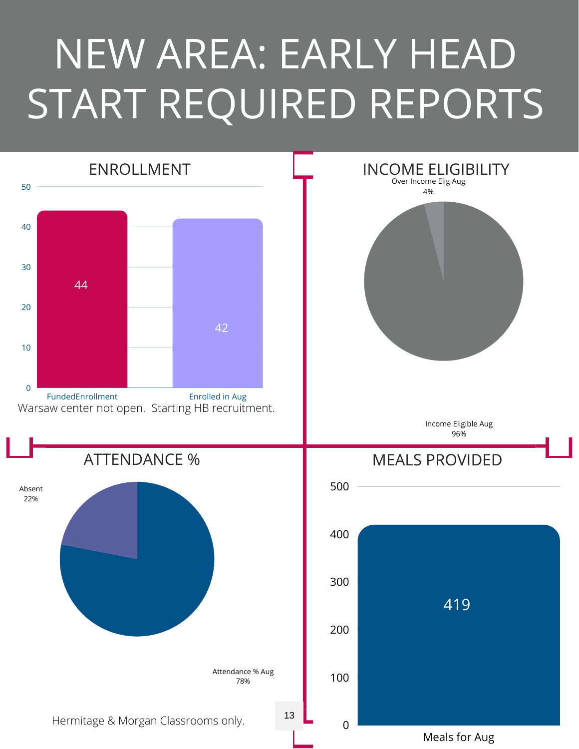# NEW AREA: EARLY HEAD START REQUIRED REPORTS

## ENROLLMENT

| | Value |
|---|---|
| FundedEnrollment | 44 |
| Enrolled in Aug | 42 |

Warsaw center not open. Starting HB recruitment.

## INCOME ELIGIBILITY

| | Percent |
|---|---|
| Over Income Elig Aug | 4% |
| Income Eligible Aug | 96% |

## ATTENDANCE %

| | Percent |
|---|---|
| Absent | 22% |
| Attendance % Aug | 78% |

Hermitage & Morgan Classrooms only.

## MEALS PROVIDED

| | Value |
|---|---|
| Meals for Aug | 419 |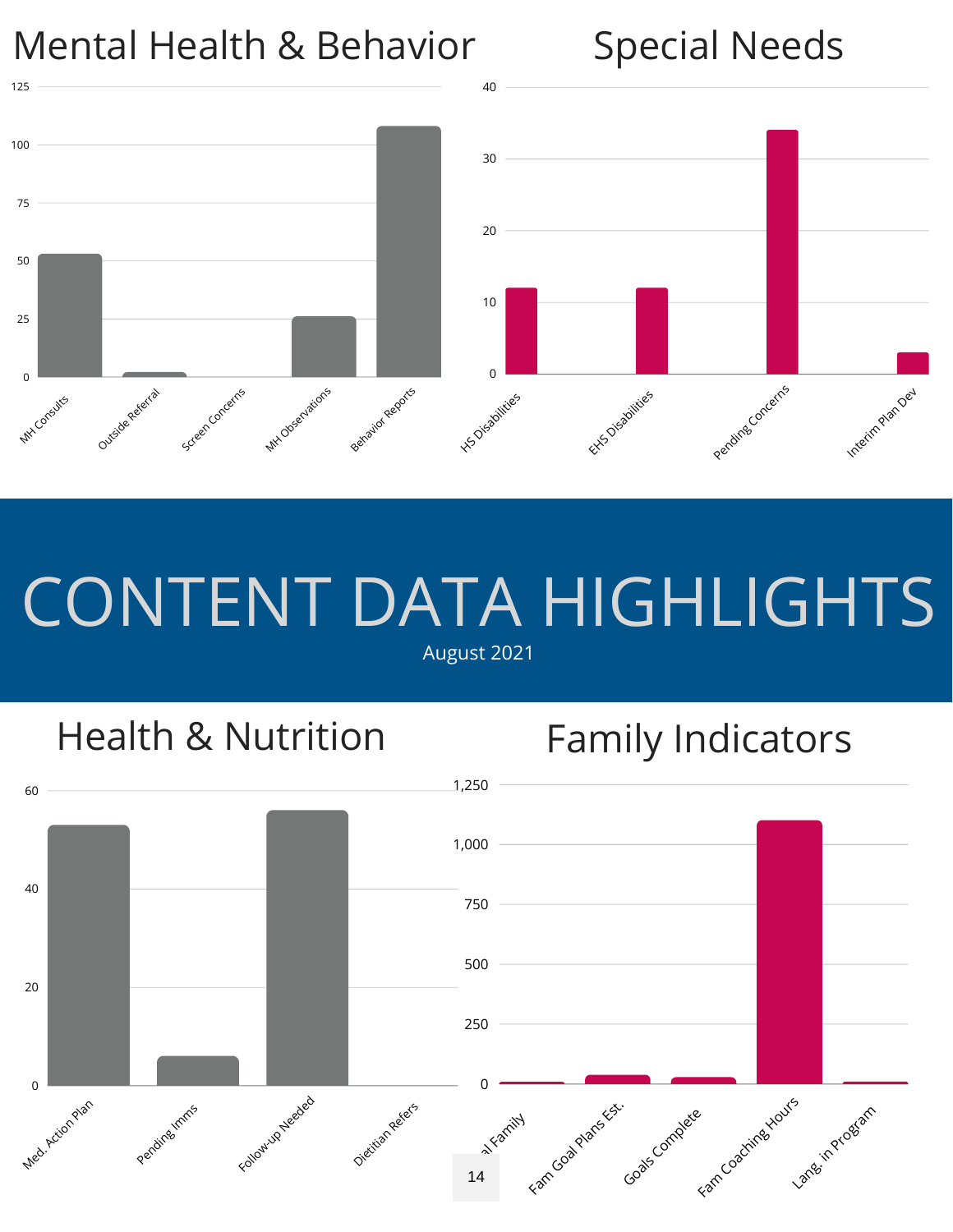# CONTENT DATA HIGHLIGHTS

August 2021

## Mental Health & Behavior

| Category | Value |
|---|---|
| MH Consults | 53 |
| Outside Referral | 2 |
| Screen Concerns | 0 |
| MH Observations | 26 |
| Behavior Reports | 108 |

## Special Needs

| Category | Value |
|---|---|
| HS Disabilities | 12 |
| EHS Disabilities | 12 |
| Pending Concerns | 34 |
| Interim Plan Dev | 3 |

## Health & Nutrition

| Category | Value |
|---|---|
| Med. Action Plan | 53 |
| Pending Imms | 6 |
| Follow-up Needed | 56 |
| Dietitian Refers | 0 |

## Family Indicators

| Category | Value |
|---|---|
| ...al Family | 6 |
| Fam Goal Plans Est. | 35 |
| Goals Complete | 25 |
| Fam Coaching Hours | 1,100 |
| Lang. in Program | 6 |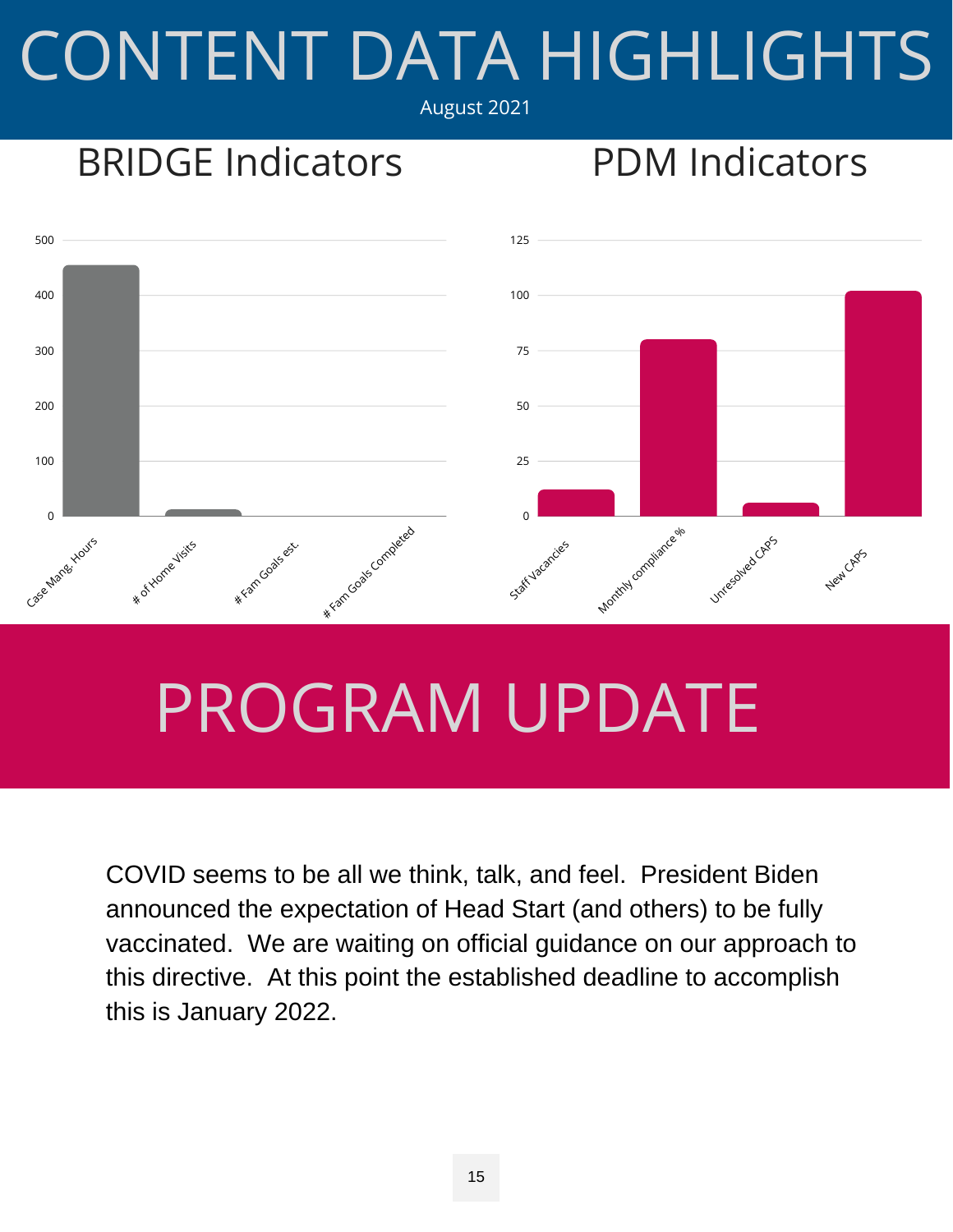# CONTENT DATA HIGHLIGHTS

August 2021

## BRIDGE Indicators

500
400
300
200
100
0

Case Mang. Hours
# of Home Visits
# Fam Goals est.
# Fam Goals Completed

## PDM Indicators

125
100
75
50
25
0

Staff Vacancies
Monthly compliance %
Unresolved CAPS
New CAPS

# PROGRAM UPDATE

COVID seems to be all we think, talk, and feel. President Biden announced the expectation of Head Start (and others) to be fully vaccinated. We are waiting on official guidance on our approach to this directive. At this point the established deadline to accomplish this is January 2022.